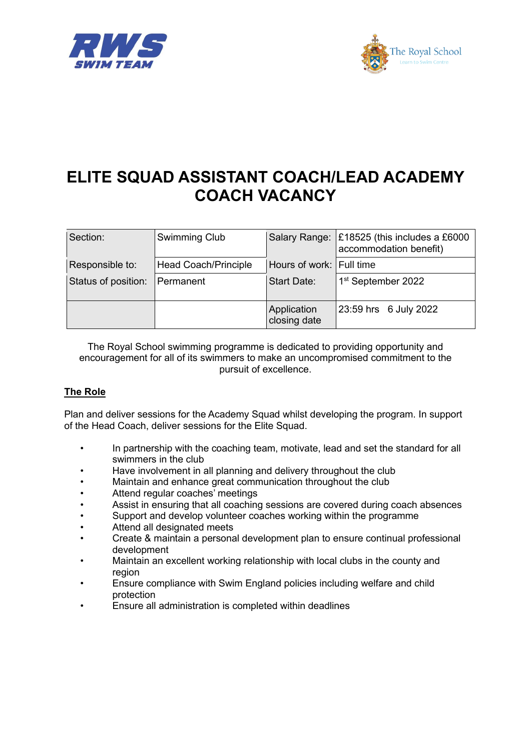# ELITE SQUAD ASSISTANT COACH/LEAD ACADEMY COACH VACANCY

| Section: | Swimming Club | Salary Range: | £18525 (this includes a £6000 accommodation benefit) |
|---|---|---|---|
| Responsible to: | Head Coach/Principle | Hours of work: | Full time |
| Status of position: | Permanent | Start Date: | 1st September 2022 |
| | | Application closing date | 23:59 hrs 6 July 2022 |

The Royal School swimming programme is dedicated to providing opportunity and encouragement for all of its swimmers to make an uncompromised commitment to the pursuit of excellence.

## The Role

Plan and deliver sessions for the Academy Squad whilst developing the program. In support of the Head Coach, deliver sessions for the Elite Squad.

- In partnership with the coaching team, motivate, lead and set the standard for all swimmers in the club
- Have involvement in all planning and delivery throughout the club
- Maintain and enhance great communication throughout the club
- Attend regular coaches' meetings
- Assist in ensuring that all coaching sessions are covered during coach absences
- Support and develop volunteer coaches working within the programme
- Attend all designated meets
- Create & maintain a personal development plan to ensure continual professional development
- Maintain an excellent working relationship with local clubs in the county and region
- Ensure compliance with Swim England policies including welfare and child protection
- Ensure all administration is completed within deadlines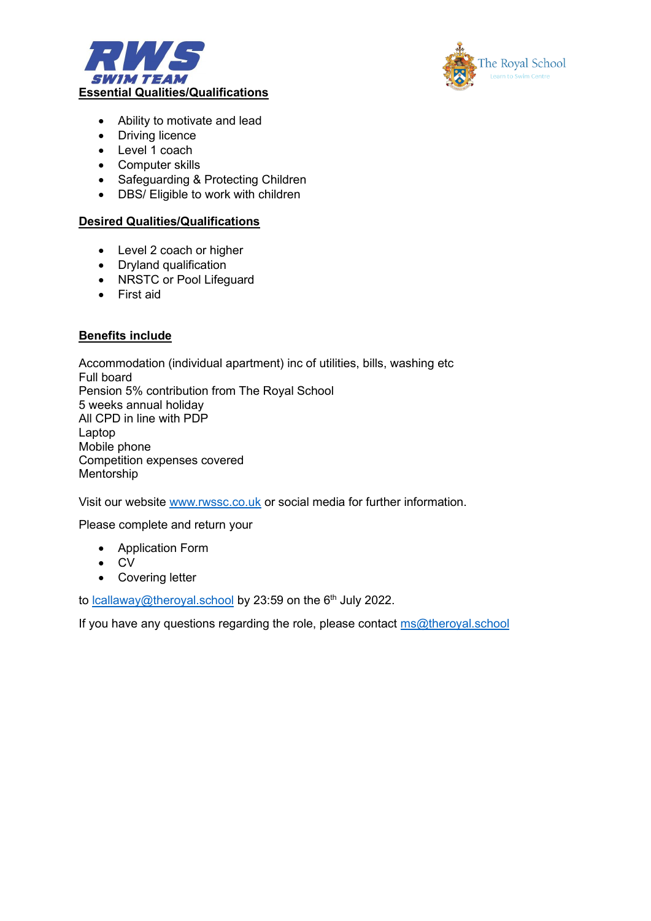**RWS SWIM TEAM**

**The Royal School**
Learn to Swim Centre

## Essential Qualities/Qualifications

- Ability to motivate and lead
- Driving licence
- Level 1 coach
- Computer skills
- Safeguarding & Protecting Children
- DBS/ Eligible to work with children

## Desired Qualities/Qualifications

- Level 2 coach or higher
- Dryland qualification
- NRSTC or Pool Lifeguard
- First aid

## Benefits include

Accommodation (individual apartment) inc of utilities, bills, washing etc
Full board
Pension 5% contribution from The Royal School
5 weeks annual holiday
All CPD in line with PDP
Laptop
Mobile phone
Competition expenses covered
Mentorship

Visit our website www.rwssc.co.uk or social media for further information.

Please complete and return your

- Application Form
- CV
- Covering letter

to lcallaway@theroyal.school by 23:59 on the 6th July 2022.

If you have any questions regarding the role, please contact ms@theroyal.school